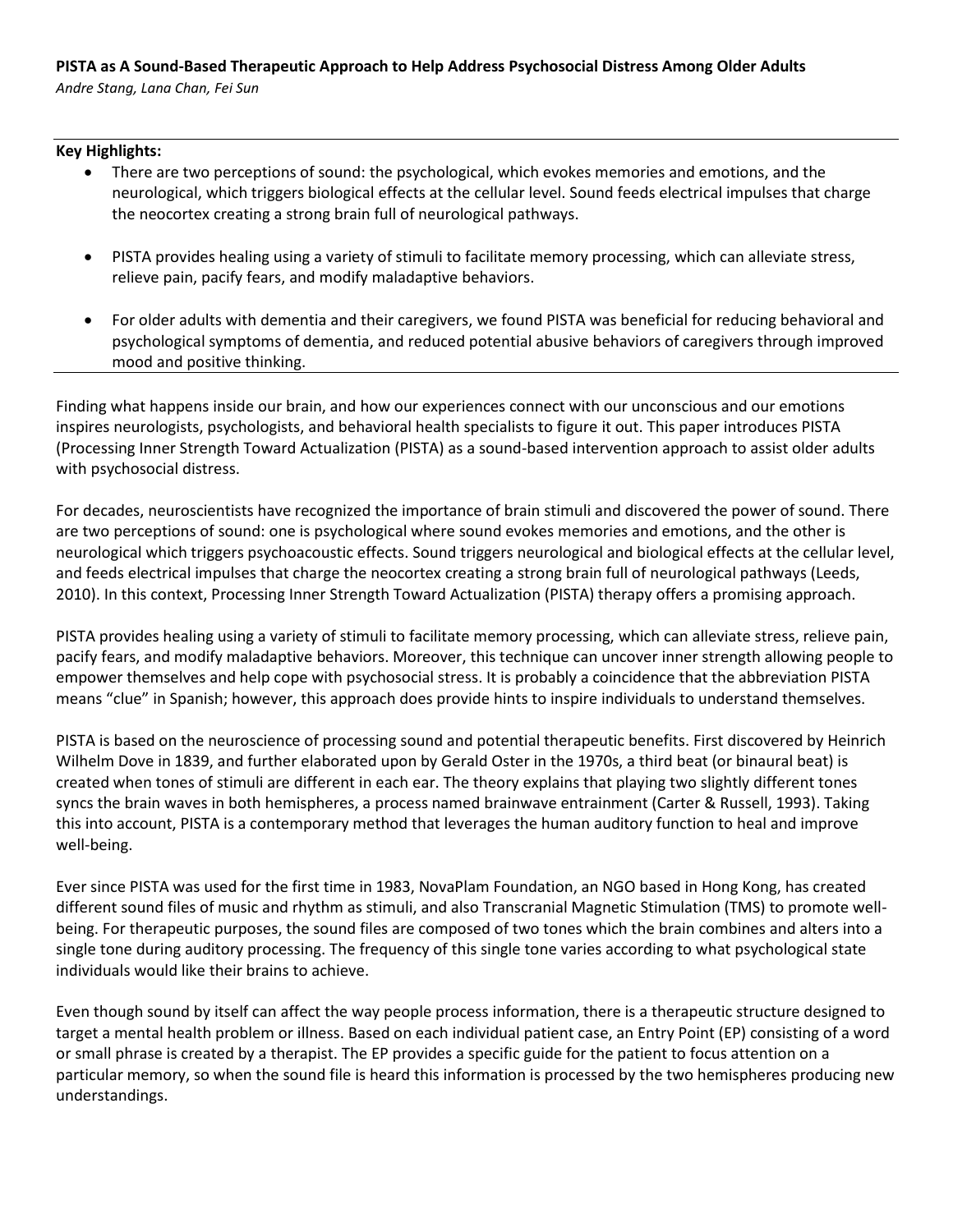**PISTA as A Sound-Based Therapeutic Approach to Help Address Psychosocial Distress Among Older Adults**

*Andre Stang, Lana Chan, Fei Sun*

---

**Key Highlights:**

- There are two perceptions of sound: the psychological, which evokes memories and emotions, and the neurological, which triggers biological effects at the cellular level. Sound feeds electrical impulses that charge the neocortex creating a strong brain full of neurological pathways.

- PISTA provides healing using a variety of stimuli to facilitate memory processing, which can alleviate stress, relieve pain, pacify fears, and modify maladaptive behaviors.

- For older adults with dementia and their caregivers, we found PISTA was beneficial for reducing behavioral and psychological symptoms of dementia, and reduced potential abusive behaviors of caregivers through improved mood and positive thinking.

---

Finding what happens inside our brain, and how our experiences connect with our unconscious and our emotions inspires neurologists, psychologists, and behavioral health specialists to figure it out. This paper introduces PISTA (Processing Inner Strength Toward Actualization (PISTA) as a sound-based intervention approach to assist older adults with psychosocial distress.

For decades, neuroscientists have recognized the importance of brain stimuli and discovered the power of sound. There are two perceptions of sound: one is psychological where sound evokes memories and emotions, and the other is neurological which triggers psychoacoustic effects. Sound triggers neurological and biological effects at the cellular level, and feeds electrical impulses that charge the neocortex creating a strong brain full of neurological pathways (Leeds, 2010). In this context, Processing Inner Strength Toward Actualization (PISTA) therapy offers a promising approach.

PISTA provides healing using a variety of stimuli to facilitate memory processing, which can alleviate stress, relieve pain, pacify fears, and modify maladaptive behaviors. Moreover, this technique can uncover inner strength allowing people to empower themselves and help cope with psychosocial stress. It is probably a coincidence that the abbreviation PISTA means "clue" in Spanish; however, this approach does provide hints to inspire individuals to understand themselves.

PISTA is based on the neuroscience of processing sound and potential therapeutic benefits. First discovered by Heinrich Wilhelm Dove in 1839, and further elaborated upon by Gerald Oster in the 1970s, a third beat (or binaural beat) is created when tones of stimuli are different in each ear. The theory explains that playing two slightly different tones syncs the brain waves in both hemispheres, a process named brainwave entrainment (Carter & Russell, 1993). Taking this into account, PISTA is a contemporary method that leverages the human auditory function to heal and improve well-being.

Ever since PISTA was used for the first time in 1983, NovaPlam Foundation, an NGO based in Hong Kong, has created different sound files of music and rhythm as stimuli, and also Transcranial Magnetic Stimulation (TMS) to promote well-being. For therapeutic purposes, the sound files are composed of two tones which the brain combines and alters into a single tone during auditory processing. The frequency of this single tone varies according to what psychological state individuals would like their brains to achieve.

Even though sound by itself can affect the way people process information, there is a therapeutic structure designed to target a mental health problem or illness. Based on each individual patient case, an Entry Point (EP) consisting of a word or small phrase is created by a therapist. The EP provides a specific guide for the patient to focus attention on a particular memory, so when the sound file is heard this information is processed by the two hemispheres producing new understandings.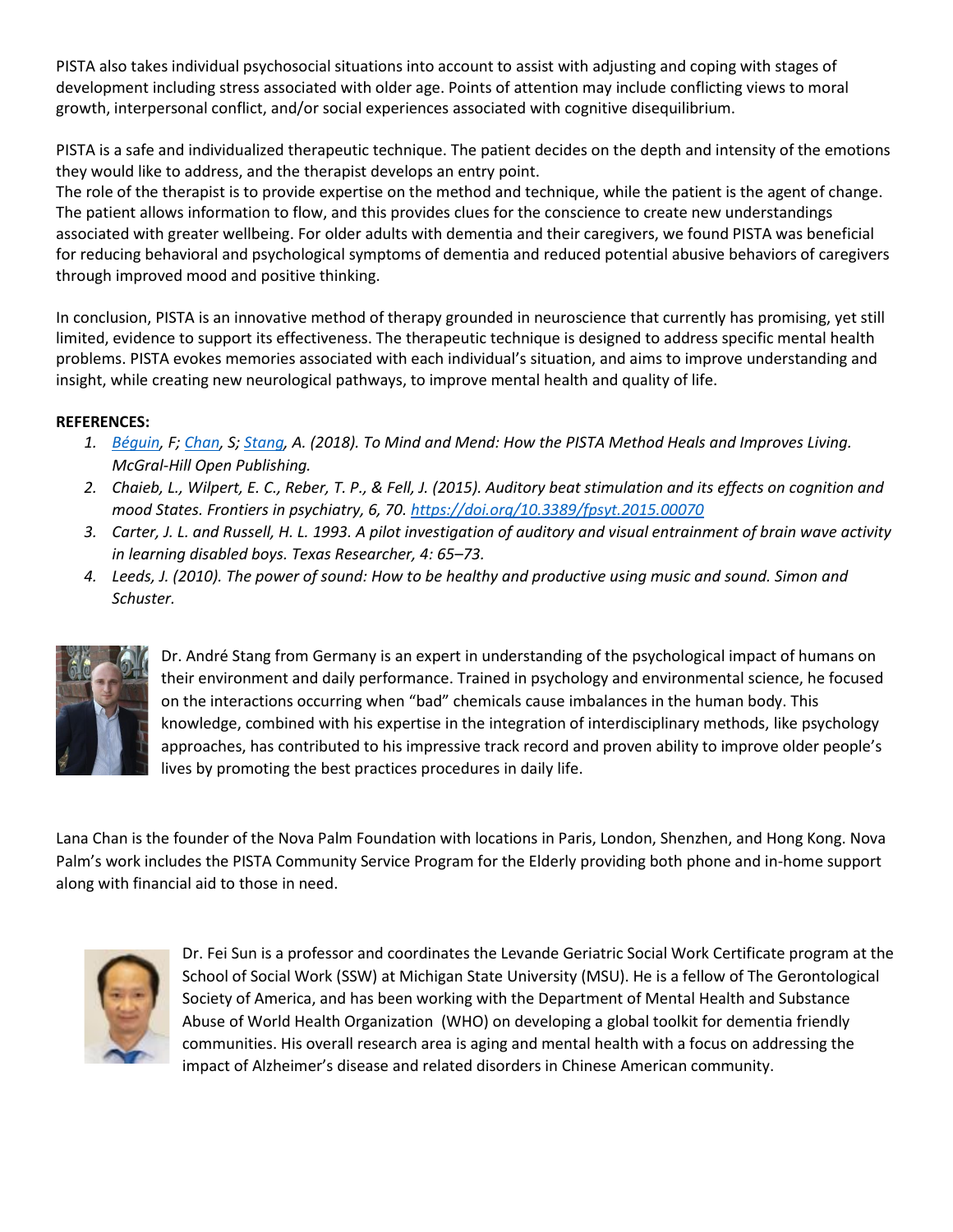PISTA also takes individual psychosocial situations into account to assist with adjusting and coping with stages of development including stress associated with older age. Points of attention may include conflicting views to moral growth, interpersonal conflict, and/or social experiences associated with cognitive disequilibrium.

PISTA is a safe and individualized therapeutic technique. The patient decides on the depth and intensity of the emotions they would like to address, and the therapist develops an entry point.
The role of the therapist is to provide expertise on the method and technique, while the patient is the agent of change. The patient allows information to flow, and this provides clues for the conscience to create new understandings associated with greater wellbeing. For older adults with dementia and their caregivers, we found PISTA was beneficial for reducing behavioral and psychological symptoms of dementia and reduced potential abusive behaviors of caregivers through improved mood and positive thinking.

In conclusion, PISTA is an innovative method of therapy grounded in neuroscience that currently has promising, yet still limited, evidence to support its effectiveness. The therapeutic technique is designed to address specific mental health problems. PISTA evokes memories associated with each individual's situation, and aims to improve understanding and insight, while creating new neurological pathways, to improve mental health and quality of life.

**REFERENCES:**

1. *Béguin, F; Chan, S; Stang, A. (2018). To Mind and Mend: How the PISTA Method Heals and Improves Living. McGral-Hill Open Publishing.*
2. *Chaieb, L., Wilpert, E. C., Reber, T. P., & Fell, J. (2015). Auditory beat stimulation and its effects on cognition and mood States. Frontiers in psychiatry, 6, 70. https://doi.org/10.3389/fpsyt.2015.00070*
3. *Carter, J. L. and Russell, H. L. 1993. A pilot investigation of auditory and visual entrainment of brain wave activity in learning disabled boys. Texas Researcher, 4: 65–73.*
4. *Leeds, J. (2010). The power of sound: How to be healthy and productive using music and sound. Simon and Schuster.*

Dr. André Stang from Germany is an expert in understanding of the psychological impact of humans on their environment and daily performance. Trained in psychology and environmental science, he focused on the interactions occurring when "bad" chemicals cause imbalances in the human body. This knowledge, combined with his expertise in the integration of interdisciplinary methods, like psychology approaches, has contributed to his impressive track record and proven ability to improve older people's lives by promoting the best practices procedures in daily life.

Lana Chan is the founder of the Nova Palm Foundation with locations in Paris, London, Shenzhen, and Hong Kong. Nova Palm's work includes the PISTA Community Service Program for the Elderly providing both phone and in-home support along with financial aid to those in need.

Dr. Fei Sun is a professor and coordinates the Levande Geriatric Social Work Certificate program at the School of Social Work (SSW) at Michigan State University (MSU). He is a fellow of The Gerontological Society of America, and has been working with the Department of Mental Health and Substance Abuse of World Health Organization (WHO) on developing a global toolkit for dementia friendly communities. His overall research area is aging and mental health with a focus on addressing the impact of Alzheimer's disease and related disorders in Chinese American community.